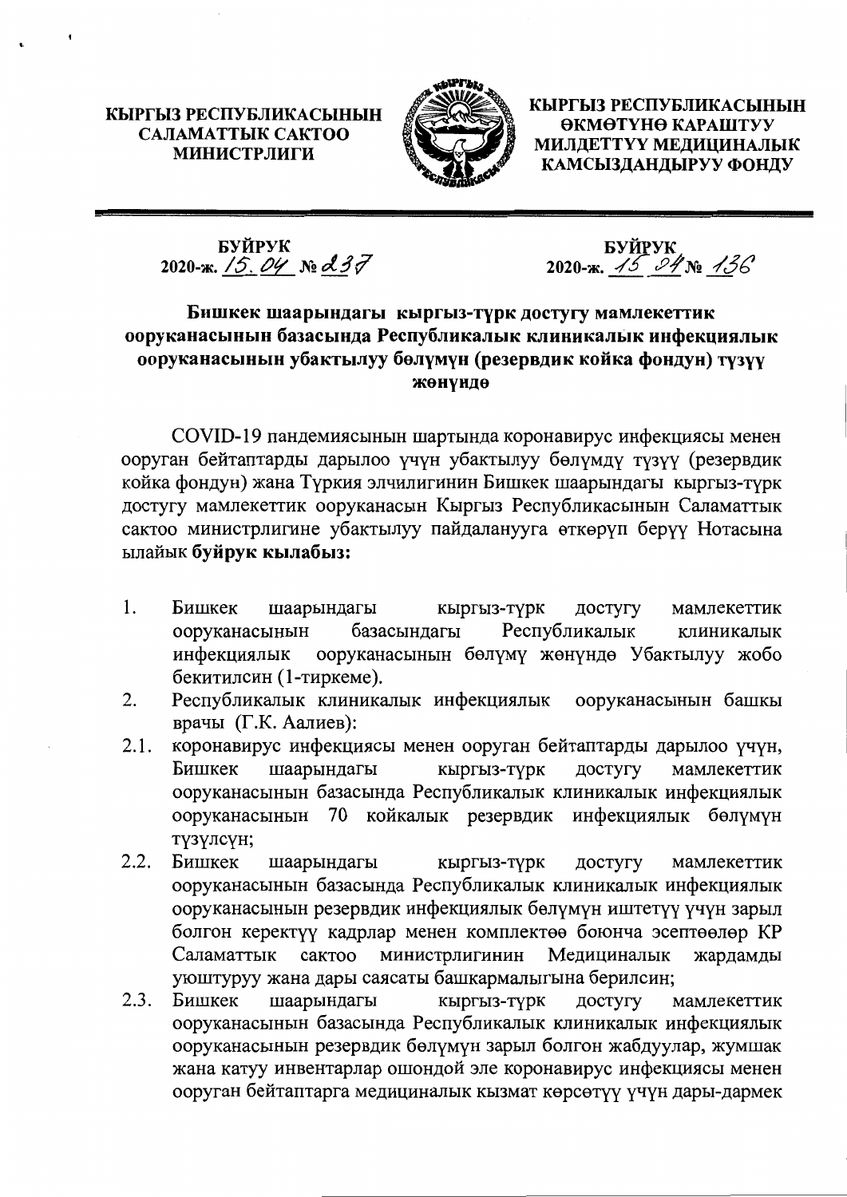**КЫРГЫЗ РЕСПУБЛИКАСЫНЫН САЛАМАТТЫК САКТОО МИНИСТРЛИГИ**

**КЫРГЫЗ РЕСПУБЛИКАСЫНЫН ӨКМӨТҮНӨ КАРАШТУУ МИЛДЕТТҮҮ МЕДИЦИНАЛЫК КАМСЫЗДАНДЫРУУ ФОНДУ**

**БУЙРУК**
**2020-ж.** 15.04 **№** 237

**БУЙРУК**
**2020-ж.** 15.04 **№** 136

## Бишкек шаарындагы кыргыз-түрк достугу мамлекеттик ооруканасынын базасында Республикалык клиникалык инфекциялык ооруканасынын убактылуу бөлүмүн (резервдик койка фондун) түзүү жөнүндө

COVID-19 пандемиясынын шартында коронавирус инфекциясы менен ооруган бейтаптарды дарылоо үчүн убактылуу бөлүмдү түзүү (резервдик койка фондун) жана Түркия элчилигинин Бишкек шаарындагы кыргыз-түрк достугу мамлекеттик ооруканасын Кыргыз Республикасынын Саламаттык сактоо министрлигине убактылуу пайдаланууга өткөрүп берүү Нотасына ылайык **буйрук кылабыз:**

1. Бишкек шаарындагы кыргыз-түрк достугу мамлекеттик ооруканасынын базасындагы Республикалык клиникалык инфекциялык ооруканасынын бөлүмү жөнүндө Убактылуу жобо бекитилсин (1-тиркеме).
2. Республикалык клиникалык инфекциялык ооруканасынын башкы врачы (Г.К. Аалиев):

2.1. коронавирус инфекциясы менен ооруган бейтаптарды дарылоо үчүн, Бишкек шаарындагы кыргыз-түрк достугу мамлекеттик ооруканасынын базасында Республикалык клиникалык инфекциялык ооруканасынын 70 койкалык резервдик инфекциялык бөлүмүн түзүлсүн;

2.2. Бишкек шаарындагы кыргыз-түрк достугу мамлекеттик ооруканасынын базасында Республикалык клиникалык инфекциялык ооруканасынын резервдик инфекциялык бөлүмүн иштетүү үчүн зарыл болгон керектүү кадрлар менен комплектөө боюнча эсептөөлөр КР Саламаттык сактоо министрлигинин Медициналык жардамды уюштуруу жана дары саясаты башкармалыгына берилсин;

2.3. Бишкек шаарындагы кыргыз-түрк достугу мамлекеттик ооруканасынын базасында Республикалык клиникалык инфекциялык ооруканасынын резервдик бөлүмүн зарыл болгон жабдуулар, жумшак жана катуу инвентарлар ошондой эле коронавирус инфекциясы менен ооруган бейтаптарга медициналык кызмат көрсөтүү үчүн дары-дармек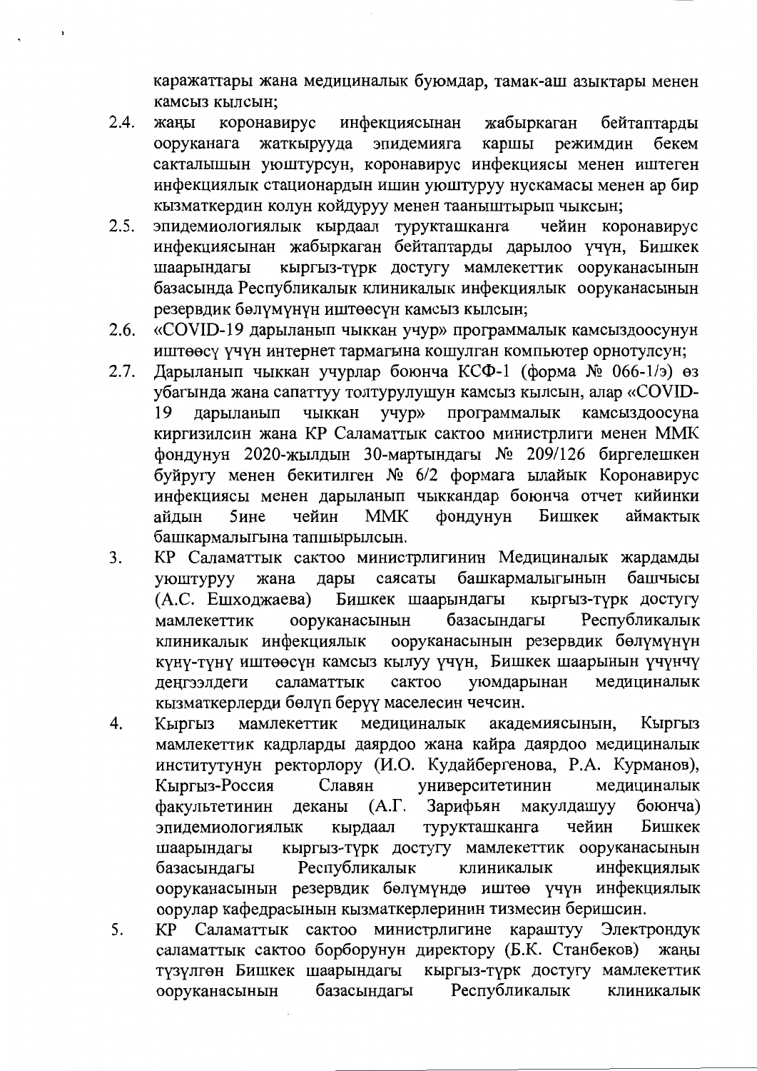каражаттары жана медициналык буюмдар, тамак-аш азыктары менен камсыз кылсын;

2.4. жаңы коронавирус инфекциясынан жабыркаган бейтаптарды ооруканага жаткырууда эпидемияга каршы режимдин бекем сакталышын уюштурсун, коронавирус инфекциясы менен иштеген инфекциялык стационардын ишин уюштуруу нускамасы менен ар бир кызматкердин колун койдуруу менен тааныштырып чыксын;

2.5. эпидемиологиялык кырдаал турукташканга чейин коронавирус инфекциясынан жабыркаган бейтаптарды дарылоо үчүн, Бишкек шаарындагы кыргыз-түрк достугу мамлекеттик ооруканасынын базасында Республикалык клиникалык инфекциялык ооруканасынын резервдик бөлүмүнүн иштөөсүн камсыз кылсын;

2.6. «COVID-19 дарыланып чыккан учур» программалык камсыздоосунун иштөөсү үчүн интернет тармагына кошулган компьютер орнотулсун;

2.7. Дарыланып чыккан учурлар боюнча КСФ-1 (форма № 066-1/э) өз убагында жана сапаттуу толтурулушун камсыз кылсын, алар «COVID-19 дарыланып чыккан учур» программалык камсыздоосуна киргизилсин жана КР Саламаттык сактоо министрлиги менен ММК фондунун 2020-жылдын 30-мартындагы № 209/126 биргелешкен буйругу менен бекитилген № 6/2 формага ылайык Коронавирус инфекциясы менен дарыланып чыккандар боюнча отчет кийинки айдын 5ине чейин ММК фондунун Бишкек аймактык башкармалыгына тапшырылсын.

3. КР Саламаттык сактоо министрлигинин Медициналык жардамды уюштуруу жана дары саясаты башкармалыгынын башчысы (А.С. Ешходжаева) Бишкек шаарындагы кыргыз-түрк достугу мамлекеттик ооруканасынын базасындагы Республикалык клиникалык инфекциялык ооруканасынын резервдик бөлүмүнүн күнү-түнү иштөөсүн камсыз кылуу үчүн, Бишкек шаарынын үчүнчү деңгээлдеги саламаттык сактоо уюмдарынан медициналык кызматкерлерди бөлүп берүү маселесин чечсин.

4. Кыргыз мамлекеттик медициналык академиясынын, Кыргыз мамлекеттик кадрларды даярдоо жана кайра даярдоо медициналык институтунун ректорлору (И.О. Кудайбергенова, Р.А. Курманов), Кыргыз-Россия Славян университетинин медициналык факультетинин деканы (А.Г. Зарифьян макулдашуу боюнча) эпидемиологиялык кырдаал турукташканга чейин Бишкек шаарындагы кыргыз-түрк достугу мамлекеттик ооруканасынын базасындагы Республикалык клиникалык инфекциялык ооруканасынын резервдик бөлүмүндө иштөө үчүн инфекциялык оорулар кафедрасынын кызматкерлеринин тизмесин беришсин.

5. КР Саламаттык сактоо министрлигине караштуу Электрондук саламаттык сактоо борборунун директору (Б.К. Станбеков) жаңы түзүлгөн Бишкек шаарындагы кыргыз-түрк достугу мамлекеттик ооруканасынын базасындагы Республикалык клиникалык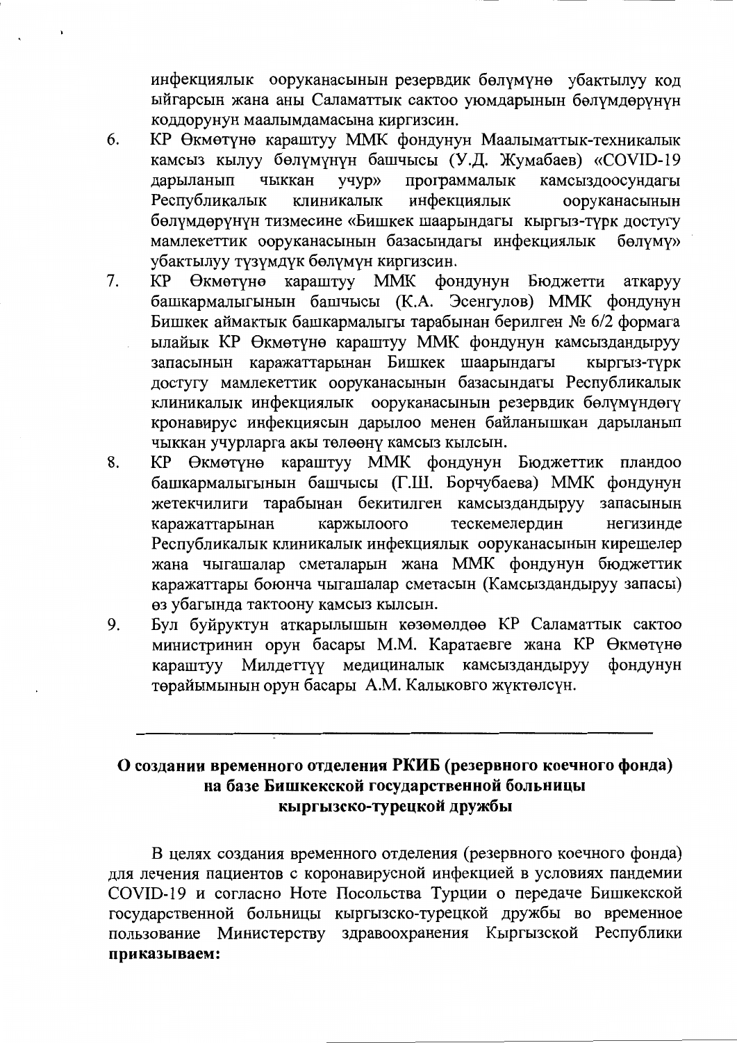инфекциялык ооруканасынын резервдик бөлүмүнө убактылуу код ыйгарсын жана аны Саламаттык сактоо уюмдарынын бөлүмдөрүнүн коддорунун маалымдамасына киргизсин.

6. КР Өкмөтүнө караштуу ММК фондунун Маалыматтык-техникалык камсыз кылуу бөлүмүнүн башчысы (У.Д. Жумабаев) «COVID-19 дарыланып чыккан учур» программалык камсыздоосундагы Республикалык клиникалык инфекциялык ооруканасынын бөлүмдөрүнүн тизмесине «Бишкек шаарындагы кыргыз-түрк достугу мамлекеттик ооруканасынын базасындагы инфекциялык бөлүмү» убактылуу түзүмдүк бөлүмүн киргизсин.
7. КР Өкмөтүнө караштуу ММК фондунун Бюджетти аткаруу башкармалыгынын башчысы (К.А. Эсенгулов) ММК фондунун Бишкек аймактык башкармалыгы тарабынан берилген № 6/2 формага ылайык КР Өкмөтүнө караштуу ММК фондунун камсыздандыруу запасынын каражаттарынан Бишкек шаарындагы кыргыз-түрк достугу мамлекеттик ооруканасынын базасындагы Республикалык клиникалык инфекциялык ооруканасынын резервдик бөлүмүндөгү кронавирус инфекциясын дарылоо менен байланышкан дарыланып чыккан учурларга акы төлөөнү камсыз кылсын.
8. КР Өкмөтүнө караштуу ММК фондунун Бюджеттик пландоо башкармалыгынын башчысы (Г.Ш. Борчубаева) ММК фондунун жетекчилиги тарабынан бекитилген камсыздандыруу запасынын каражаттарынан каржылоого тескемелердин негизинде Республикалык клиникалык инфекциялык ооруканасынын кирешелер жана чыгашалар сметаларын жана ММК фондунун бюджеттик каражаттары боюнча чыгашалар сметасын (Камсыздандыруу запасы) өз убагында тактоону камсыз кылсын.
9. Бул буйруктун аткарылышын көзөмөлдөө КР Саламаттык сактоо министринин орун басары М.М. Каратаевге жана КР Өкмөтүнө караштуу Милдеттүү медициналык камсыздандыруу фондунун төрайымынын орун басары А.М. Калыковго жүктөлсүн.

---

**О создании временного отделения РКИБ (резервного коечного фонда) на базе Бишкекской государственной больницы кыргызско-турецкой дружбы**

В целях создания временного отделения (резервного коечного фонда) для лечения пациентов с коронавирусной инфекцией в условиях пандемии COVID-19 и согласно Ноте Посольства Турции о передаче Бишкекской государственной больницы кыргызско-турецкой дружбы во временное пользование Министерству здравоохранения Кыргызской Республики **приказываем:**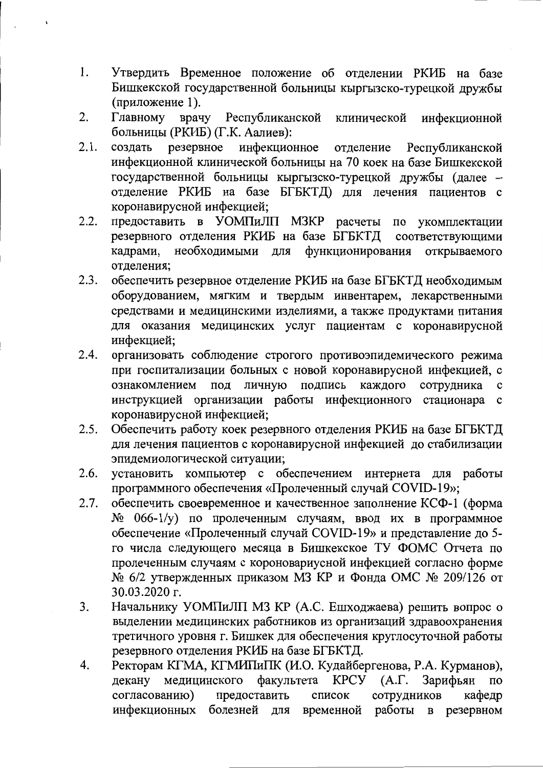1. Утвердить Временное положение об отделении РКИБ на базе Бишкекской государственной больницы кыргызско-турецкой дружбы (приложение 1).
2. Главному врачу Республиканской клинической инфекционной больницы (РКИБ) (Г.К. Аалиев):
2.1. создать резервное инфекционное отделение Республиканской инфекционной клинической больницы на 70 коек на базе Бишкекской государственной больницы кыргызско-турецкой дружбы (далее – отделение РКИБ на базе БГБКТД) для лечения пациентов с коронавирусной инфекцией;
2.2. предоставить в УОМПиЛП МЗКР расчеты по укомплектации резервного отделения РКИБ на базе БГБКТД соответствующими кадрами, необходимыми для функционирования открываемого отделения;
2.3. обеспечить резервное отделение РКИБ на базе БГБКТД необходимым оборудованием, мягким и твердым инвентарем, лекарственными средствами и медицинскими изделиями, а также продуктами питания для оказания медицинских услуг пациентам с коронавирусной инфекцией;
2.4. организовать соблюдение строгого противоэпидемического режима при госпитализации больных с новой коронавирусной инфекцией, с ознакомлением под личную подпись каждого сотрудника с инструкцией организации работы инфекционного стационара с коронавирусной инфекцией;
2.5. Обеспечить работу коек резервного отделения РКИБ на базе БГБКТД для лечения пациентов с коронавирусной инфекцией до стабилизации эпидемиологической ситуации;
2.6. установить компьютер с обеспечением интернета для работы программного обеспечения «Пролеченный случай COVID-19»;
2.7. обеспечить своевременное и качественное заполнение КСФ-1 (форма № 066-1/у) по пролеченным случаям, ввод их в программное обеспечение «Пролеченный случай COVID-19» и представление до 5-го числа следующего месяца в Бишкекское ТУ ФОМС Отчета по пролеченным случаям с короновариусной инфекцией согласно форме № 6/2 утвержденных приказом МЗ КР и Фонда ОМС № 209/126 от 30.03.2020 г.
3. Начальнику УОМПиЛП МЗ КР (А.С. Ешходжаева) решить вопрос о выделении медицинских работников из организаций здравоохранения третичного уровня г. Бишкек для обеспечения круглосуточной работы резервного отделения РКИБ на базе БГБКТД.
4. Ректорам КГМА, КГМИПиПК (И.О. Кудайбергенова, Р.А. Курманов), декану медицинского факультета КРСУ (А.Г. Зарифьян по согласованию) предоставить список сотрудников кафедр инфекционных болезней для временной работы в резервном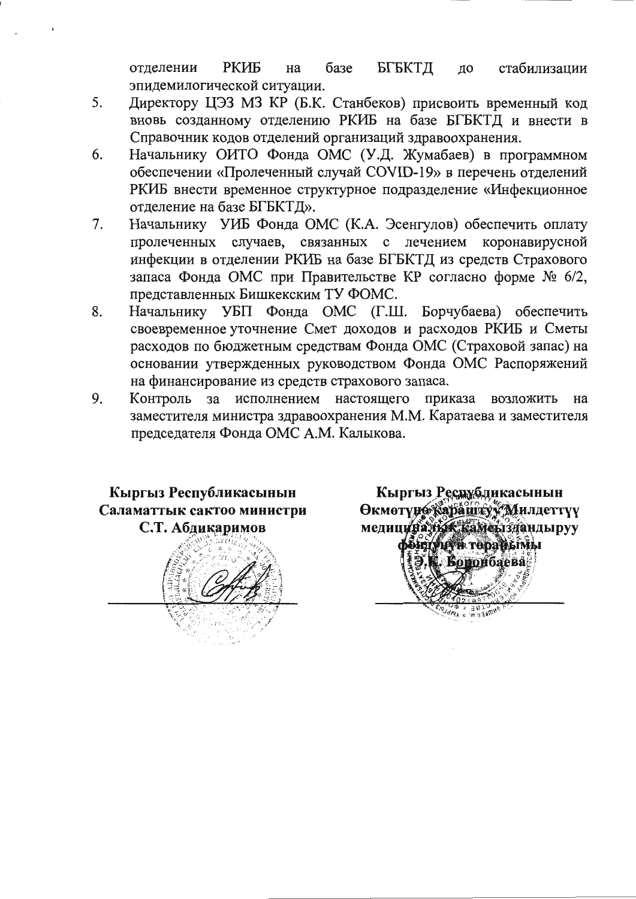отделении РКИБ на базе БГБКТД до стабилизации эпидемилогической ситуации.

5. Директору ЦЭЗ МЗ КР (Б.К. Станбеков) присвоить временный код вновь созданному отделению РКИБ на базе БГБКТД и внести в Справочник кодов отделений организаций здравоохранения.
6. Начальнику ОИТО Фонда ОМС (У.Д. Жумабаев) в программном обеспечении «Пролеченный случай COVID-19» в перечень отделений РКИБ внести временное структурное подразделение «Инфекционное отделение на базе БГБКТД».
7. Начальнику УИБ Фонда ОМС (К.А. Эсенгулов) обеспечить оплату пролеченных случаев, связанных с лечением коронавирусной инфекции в отделении РКИБ на базе БГБКТД из средств Страхового запаса Фонда ОМС при Правительстве КР согласно форме № 6/2, представленных Бишкекским ТУ ФОМС.
8. Начальнику УБП Фонда ОМС (Г.Ш. Борчубаева) обеспечить своевременное уточнение Смет доходов и расходов РКИБ и Сметы расходов по бюджетным средствам Фонда ОМС (Страховой запас) на основании утвержденных руководством Фонда ОМС Распоряжений на финансирование из средств страхового запаса.
9. Контроль за исполнением настоящего приказа возложить на заместителя министра здравоохранения М.М. Каратаева и заместителя председателя Фонда ОМС А.М. Калыкова.

**Кыргыз Республикасынын**
**Саламаттык сактоо министри**
**С.Т. Абдикаримов**

**Кыргыз Республикасынын**
**Өкмөтүнө караштуу Милдеттүү**
**медициналык камсыздандыруу**
**фондунун төрайымы**
**Э.К. Боронбаева**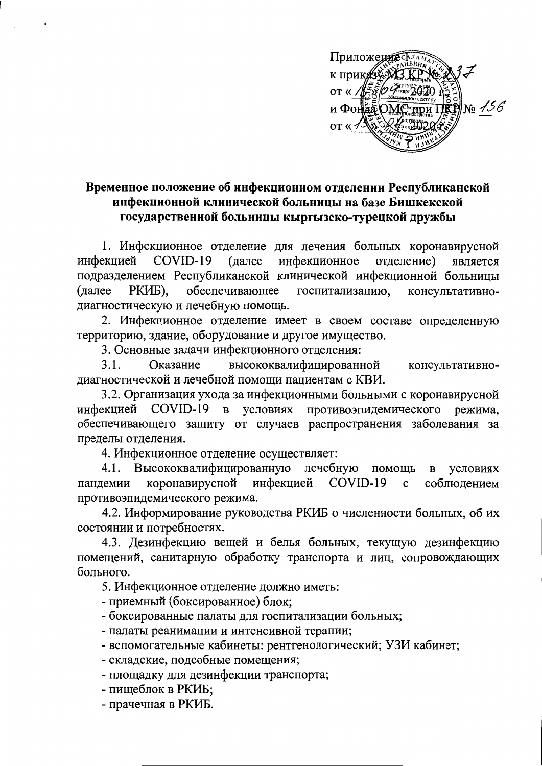Приложение 1
к приказу МЗ КР № 237
от « 15 » 04 2020 г.
и Фонда ОМС при ПКР № 156
от « 15 » 04 2020 г.

**Временное положение об инфекционном отделении Республиканской инфекционной клинической больницы на базе Бишкекской государственной больницы кыргызско-турецкой дружбы**

1. Инфекционное отделение для лечения больных коронавирусной инфекцией COVID-19 (далее инфекционное отделение) является подразделением Республиканской клинической инфекционной больницы (далее РКИБ), обеспечивающее госпитализацию, консультативно-диагностическую и лечебную помощь.

2. Инфекционное отделение имеет в своем составе определенную территорию, здание, оборудование и другое имущество.

3. Основные задачи инфекционного отделения:

3.1. Оказание высококвалифицированной консультативно-диагностической и лечебной помощи пациентам с КВИ.

3.2. Организация ухода за инфекционными больными с коронавирусной инфекцией COVID-19 в условиях противоэпидемического режима, обеспечивающего защиту от случаев распространения заболевания за пределы отделения.

4. Инфекционное отделение осуществляет:

4.1. Высококвалифицированную лечебную помощь в условиях пандемии коронавирусной инфекцией COVID-19 с соблюдением противоэпидемического режима.

4.2. Информирование руководства РКИБ о численности больных, об их состоянии и потребностях.

4.3. Дезинфекцию вещей и белья больных, текущую дезинфекцию помещений, санитарную обработку транспорта и лиц, сопровождающих больного.

5. Инфекционное отделение должно иметь:

- приемный (боксированное) блок;
- боксированные палаты для госпитализации больных;
- палаты реанимации и интенсивной терапии;
- вспомогательные кабинеты: рентгенологический; УЗИ кабинет;
- складские, подсобные помещения;
- площадку для дезинфекции транспорта;
- пищеблок в РКИБ;
- прачечная в РКИБ.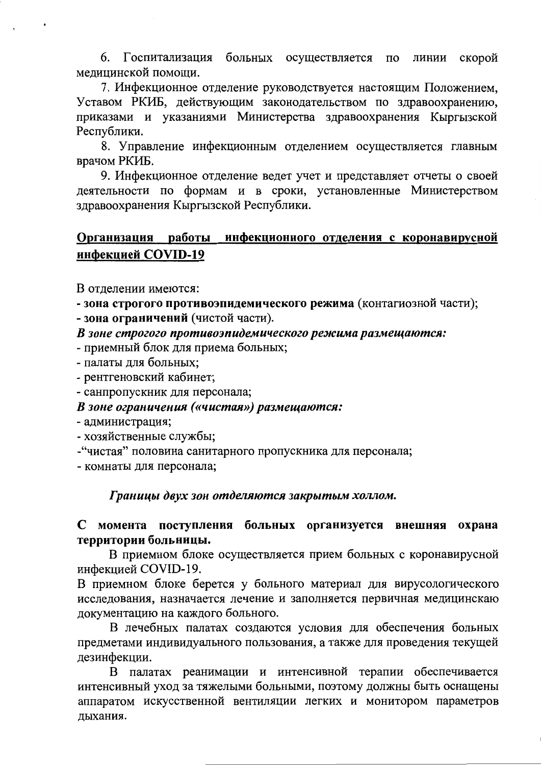6. Госпитализация больных осуществляется по линии скорой медицинской помощи.

7. Инфекционное отделение руководствуется настоящим Положением, Уставом РКИБ, действующим законодательством по здравоохранению, приказами и указаниями Министерства здравоохранения Кыргызской Республики.

8. Управление инфекционным отделением осуществляется главным врачом РКИБ.

9. Инфекционное отделение ведет учет и представляет отчеты о своей деятельности по формам и в сроки, установленные Министерством здравоохранения Кыргызской Республики.

## **Организация работы инфекционного отделения с коронавирусной инфекцией COVID-19**

В отделении имеются:

- **зона строгого противоэпидемического режима** (контагиозной части);
- **зона ограничений** (чистой части).

***В зоне строгого противоэпидемического режима размещаются:***

- приемный блок для приема больных;
- палаты для больных;
- рентгеновский кабинет;
- санпропускник для персонала;

***В зоне ограничения («чистая») размещаются:***

- администрация;
- хозяйственные службы;
- "чистая" половина санитарного пропускника для персонала;
- комнаты для персонала;

***Границы двух зон отделяются закрытым холлом.***

**С момента поступления больных организуется внешняя охрана территории больницы.**

В приемном блоке осуществляется прием больных с коронавирусной инфекцией COVID-19.

В приемном блоке берется у больного материал для вирусологического исследования, назначается лечение и заполняется первичная медицинскаю документацию на каждого больного.

В лечебных палатах создаются условия для обеспечения больных предметами индивидуального пользования, а также для проведения текущей дезинфекции.

В палатах реанимации и интенсивной терапии обеспечивается интенсивный уход за тяжелыми больными, поэтому должны быть оснащены аппаратом искусственной вентиляции легких и монитором параметров дыхания.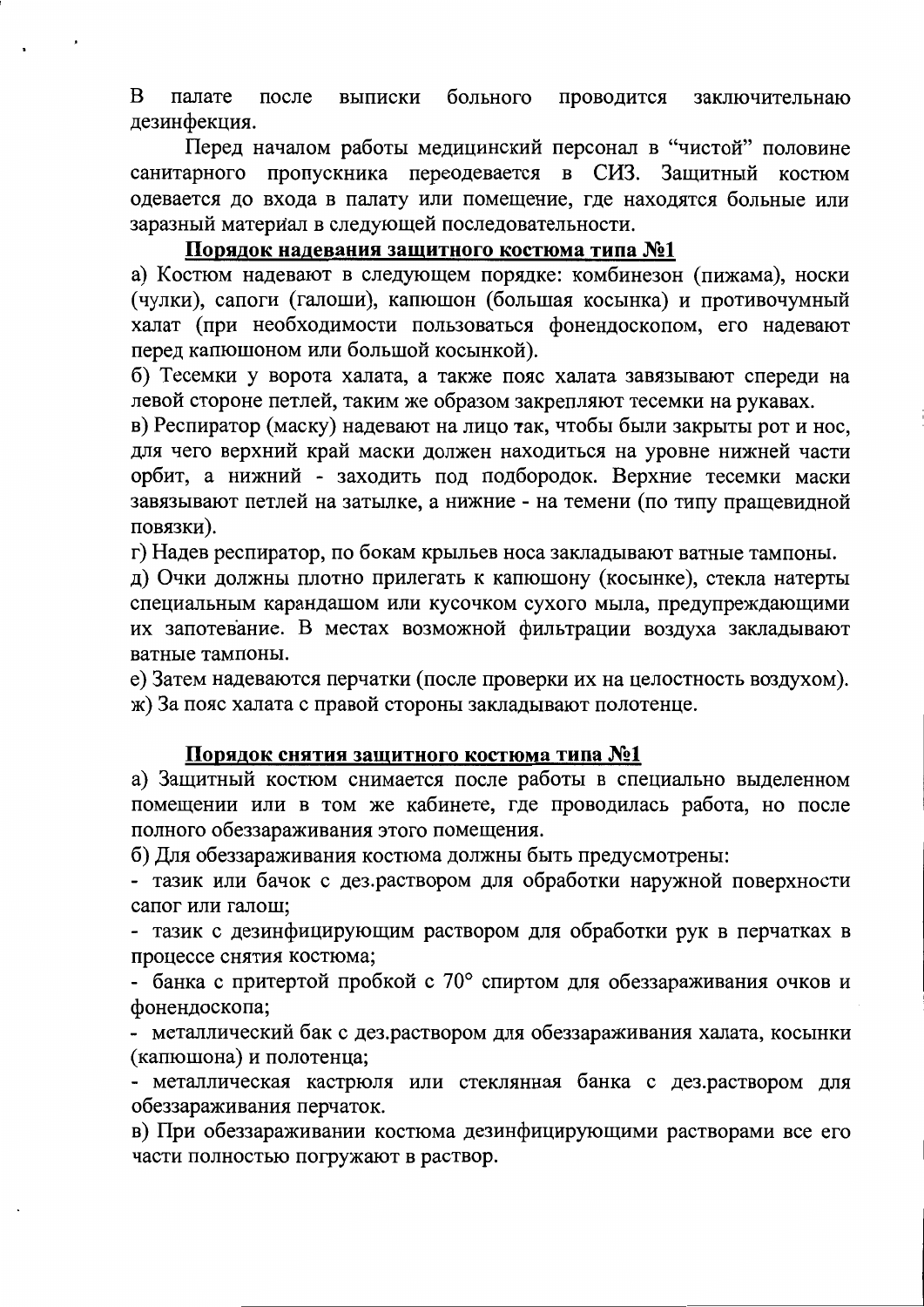В палате после выписки больного проводится заключительнаю дезинфекция.

Перед началом работы медицинский персонал в “чистой” половине санитарного пропускника переодевается в СИЗ. Защитный костюм одевается до входа в палату или помещение, где находятся больные или заразный материал в следующей последовательности.

**<u>Порядок надевания защитного костюма типа №1</u>**

а) Костюм надевают в следующем порядке: комбинезон (пижама), носки (чулки), сапоги (галоши), капюшон (большая косынка) и противочумный халат (при необходимости пользоваться фонендоскопом, его надевают перед капюшоном или большой косынкой).

б) Тесемки у ворота халата, а также пояс халата завязывают спереди на левой стороне петлей, таким же образом закрепляют тесемки на рукавах.

в) Респиратор (маску) надевают на лицо так, чтобы были закрыты рот и нос, для чего верхний край маски должен находиться на уровне нижней части орбит, а нижний - заходить под подбородок. Верхние тесемки маски завязывают петлей на затылке, а нижние - на темени (по типу пращевидной повязки).

г) Надев респиратор, по бокам крыльев носа закладывают ватные тампоны.

д) Очки должны плотно прилегать к капюшону (косынке), стекла натерты специальным карандашом или кусочком сухого мыла, предупреждающими их запотевание. В местах возможной фильтрации воздуха закладывают ватные тампоны.

е) Затем надеваются перчатки (после проверки их на целостность воздухом).

ж) За пояс халата с правой стороны закладывают полотенце.

**<u>Порядок снятия защитного костюма типа №1</u>**

а) Защитный костюм снимается после работы в специально выделенном помещении или в том же кабинете, где проводилась работа, но после полного обеззараживания этого помещения.

б) Для обеззараживания костюма должны быть предусмотрены:

- тазик или бачок с дез.раствором для обработки наружной поверхности сапог или галош;
- тазик с дезинфицирующим раствором для обработки рук в перчатках в процессе снятия костюма;
- банка с притертой пробкой с 70° спиртом для обеззараживания очков и фонендоскопа;
- металлический бак с дез.раствором для обеззараживания халата, косынки (капюшона) и полотенца;
- металлическая кастрюля или стеклянная банка с дез.раствором для обеззараживания перчаток.

в) При обеззараживании костюма дезинфицирующими растворами все его части полностью погружают в раствор.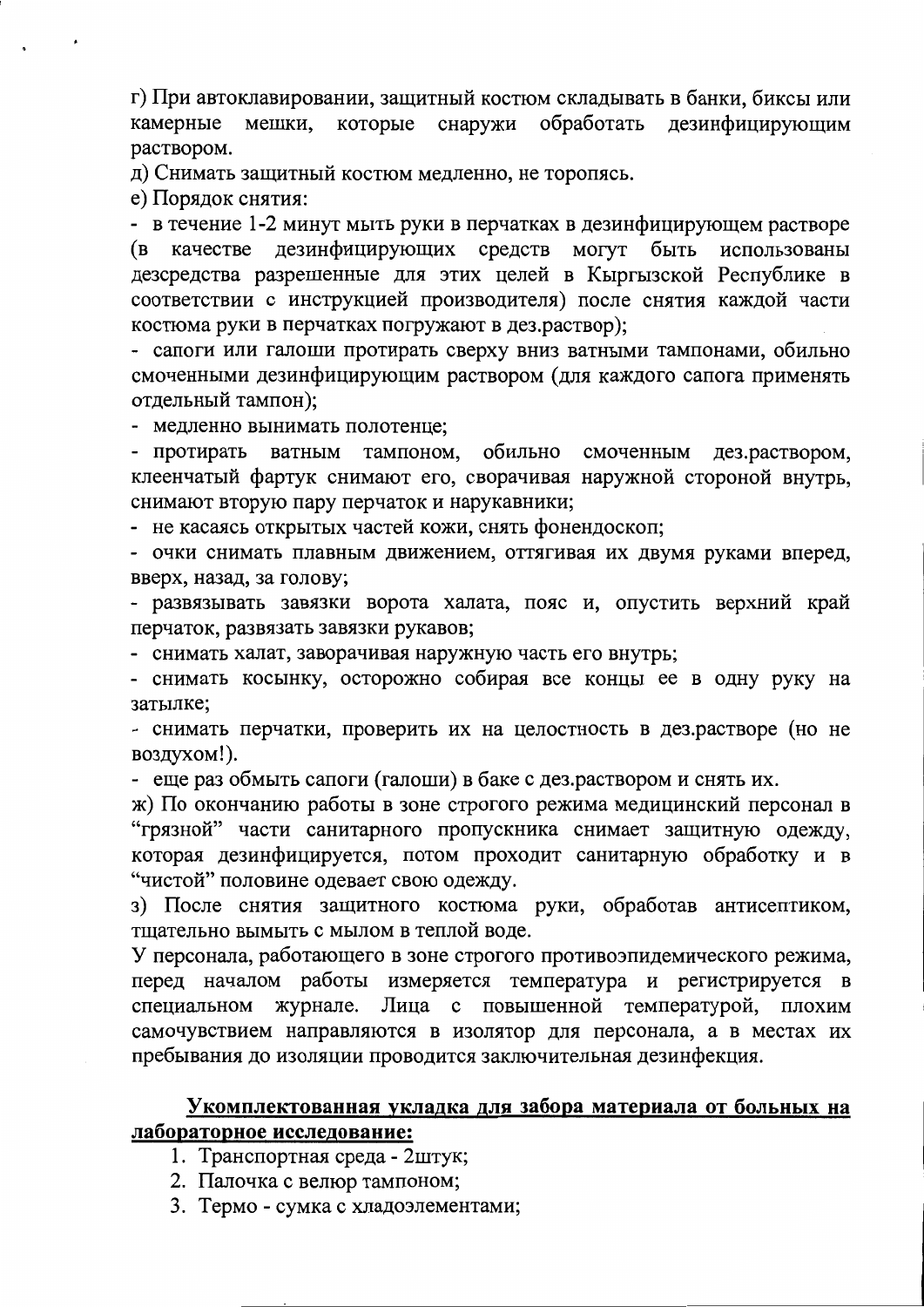г) При автоклавировании, защитный костюм складывать в банки, биксы или камерные мешки, которые снаружи обработать дезинфицирующим раствором.

д) Снимать защитный костюм медленно, не торопясь.

е) Порядок снятия:

- в течение 1-2 минут мыть руки в перчатках в дезинфицирующем растворе (в качестве дезинфицирующих средств могут быть использованы дезсредства разрешенные для этих целей в Кыргызской Республике в соответствии с инструкцией производителя) после снятия каждой части костюма руки в перчатках погружают в дез.раствор);
- сапоги или галоши протирать сверху вниз ватными тампонами, обильно смоченными дезинфицирующим раствором (для каждого сапога применять отдельный тампон);
- медленно вынимать полотенце;
- протирать ватным тампоном, обильно смоченным дез.раствором, клеенчатый фартук снимают его, сворачивая наружной стороной внутрь, снимают вторую пару перчаток и нарукавники;
- не касаясь открытых частей кожи, снять фонендоскоп;
- очки снимать плавным движением, оттягивая их двумя руками вперед, вверх, назад, за голову;
- развязывать завязки ворота халата, пояс и, опустить верхний край перчаток, развязать завязки рукавов;
- снимать халат, заворачивая наружную часть его внутрь;
- снимать косынку, осторожно собирая все концы ее в одну руку на затылке;
- снимать перчатки, проверить их на целостность в дез.растворе (но не воздухом!).
- еще раз обмыть сапоги (галоши) в баке с дез.раствором и снять их.

ж) По окончанию работы в зоне строгого режима медицинский персонал в "грязной" части санитарного пропускника снимает защитную одежду, которая дезинфицируется, потом проходит санитарную обработку и в "чистой" половине одевает свою одежду.

з) После снятия защитного костюма руки, обработав антисептиком, тщательно вымыть с мылом в теплой воде.

У персонала, работающего в зоне строгого противоэпидемического режима, перед началом работы измеряется температура и регистрируется в специальном журнале. Лица с повышенной температурой, плохим самочувствием направляются в изолятор для персонала, а в местах их пребывания до изоляции проводится заключительная дезинфекция.

**<u>Укомплектованная укладка для забора материала от больных на лабораторное исследование:</u>**

1. Транспортная среда - 2штук;
2. Палочка с велюр тампоном;
3. Термо - сумка с хладоэлементами;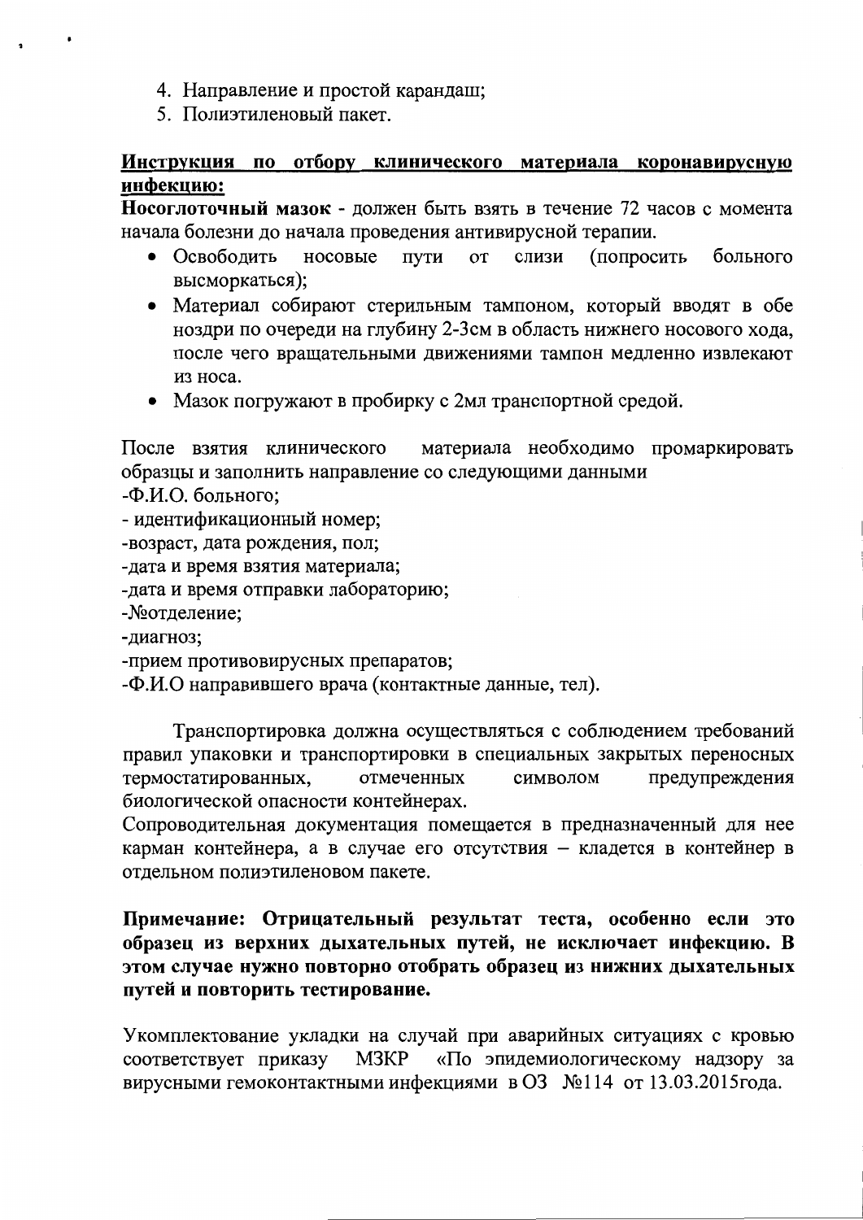4. Направление и простой карандаш;
5. Полиэтиленовый пакет.

**Инструкция по отбору клинического материала коронавирусную инфекцию:**

**Носоглоточный мазок** - должен быть взять в течение 72 часов с момента начала болезни до начала проведения антивирусной терапии.

- Освободить носовые пути от слизи (попросить больного высморкаться);
- Материал собирают стерильным тампоном, который вводят в обе ноздри по очереди на глубину 2-3см в область нижнего носового хода, после чего вращательными движениями тампон медленно извлекают из носа.
- Мазок погружают в пробирку с 2мл транспортной средой.

После взятия клинического материала необходимо промаркировать образцы и заполнить направление со следующими данными

-Ф.И.О. больного;
- идентификационный номер;
-возраст, дата рождения, пол;
-дата и время взятия материала;
-дата и время отправки лабораторию;
-№отделение;
-диагноз;
-прием противовирусных препаратов;
-Ф.И.О направившего врача (контактные данные, тел).

Транспортировка должна осуществляться с соблюдением требований правил упаковки и транспортировки в специальных закрытых переносных термостатированных, отмеченных символом предупреждения биологической опасности контейнерах.

Сопроводительная документация помещается в предназначенный для нее карман контейнера, а в случае его отсутствия – кладется в контейнер в отдельном полиэтиленовом пакете.

**Примечание: Отрицательный результат теста, особенно если это образец из верхних дыхательных путей, не исключает инфекцию. В этом случае нужно повторно отобрать образец из нижних дыхательных путей и повторить тестирование.**

Укомплектование укладки на случай при аварийных ситуациях с кровью соответствует приказу МЗКР «По эпидемиологическому надзору за вирусными гемоконтактными инфекциями в ОЗ №114 от 13.03.2015года.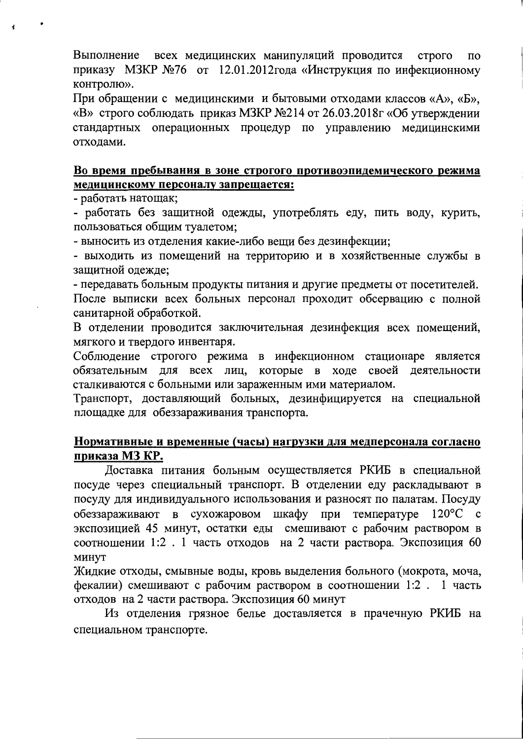Выполнение всех медицинских манипуляций проводится строго по приказу МЗКР №76 от 12.01.2012года «Инструкция по инфекционному контролю».

При обращении с медицинскими и бытовыми отходами классов «А», «Б», «В» строго соблюдать приказ МЗКР №214 от 26.03.2018г «Об утверждении стандартных операционных процедур по управлению медицинскими отходами.

**<u>Во время пребывания в зоне строгого противоэпидемического режима медицинскому персоналу запрещается:</u>**

- работать натощак;
- работать без защитной одежды, употреблять еду, пить воду, курить, пользоваться общим туалетом;
- выносить из отделения какие-либо вещи без дезинфекции;
- выходить из помещений на территорию и в хозяйственные службы в защитной одежде;
- передавать больным продукты питания и другие предметы от посетителей.

После выписки всех больных персонал проходит обсервацию с полной санитарной обработкой.

В отделении проводится заключительная дезинфекция всех помещений, мягкого и твердого инвентаря.

Соблюдение строгого режима в инфекционном стационаре является обязательным для всех лиц, которые в ходе своей деятельности сталкиваются с больными или зараженным ими материалом.

Транспорт, доставляющий больных, дезинфицируется на специальной площадке для обеззараживания транспорта.

**<u>Нормативные и временные (часы) нагрузки для медперсонала согласно приказа МЗ КР.</u>**

Доставка питания больным осуществляется РКИБ в специальной посуде через специальный транспорт. В отделении еду раскладывают в посуду для индивидуального использования и разносят по палатам. Посуду обеззараживают в сухожаровом шкафу при температуре 120°С с экспозицией 45 минут, остатки еды смешивают с рабочим раствором в соотношении 1:2 . 1 часть отходов на 2 части раствора. Экспозиция 60 минут

Жидкие отходы, смывные воды, кровь выделения больного (мокрота, моча, фекалии) смешивают с рабочим раствором в соотношении 1:2 . 1 часть отходов на 2 части раствора. Экспозиция 60 минут

Из отделения грязное белье доставляется в прачечную РКИБ на специальном транспорте.